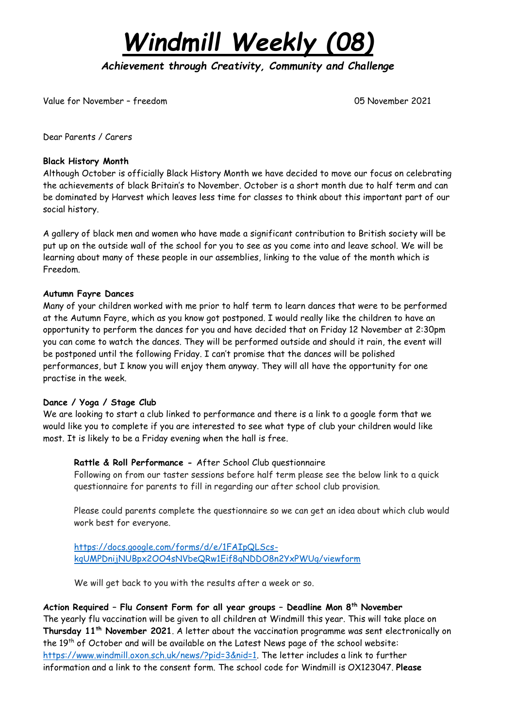# *Windmill Weekly (08)*

***Achievement through Creativity, Community and Challenge***

Value for November – freedom 05 November 2021

Dear Parents / Carers

**Black History Month**

Although October is officially Black History Month we have decided to move our focus on celebrating the achievements of black Britain's to November. October is a short month due to half term and can be dominated by Harvest which leaves less time for classes to think about this important part of our social history.

A gallery of black men and women who have made a significant contribution to British society will be put up on the outside wall of the school for you to see as you come into and leave school. We will be learning about many of these people in our assemblies, linking to the value of the month which is Freedom.

**Autumn Fayre Dances**

Many of your children worked with me prior to half term to learn dances that were to be performed at the Autumn Fayre, which as you know got postponed. I would really like the children to have an opportunity to perform the dances for you and have decided that on Friday 12 November at 2:30pm you can come to watch the dances. They will be performed outside and should it rain, the event will be postponed until the following Friday. I can't promise that the dances will be polished performances, but I know you will enjoy them anyway. They will all have the opportunity for one practise in the week.

**Dance / Yoga / Stage Club**

We are looking to start a club linked to performance and there is a link to a google form that we would like you to complete if you are interested to see what type of club your children would like most. It is likely to be a Friday evening when the hall is free.

> **Rattle & Roll Performance -** After School Club questionnaire
>
> Following on from our taster sessions before half term please see the below link to a quick questionnaire for parents to fill in regarding our after school club provision.
>
> Please could parents complete the questionnaire so we can get an idea about which club would work best for everyone.
>
> [https://docs.google.com/forms/d/e/1FAIpQLScs-kqUMPDnijNUBpx2OO4sNVbeQRw1Eif8gNDDO8n2YxPWUg/viewform](https://docs.google.com/forms/d/e/1FAIpQLScs-kqUMPDnijNUBpx2OO4sNVbeQRw1Eif8gNDDO8n2YxPWUg/viewform)
>
> We will get back to you with the results after a week or so.

**Action Required – Flu Consent Form for all year groups – Deadline Mon 8th November**

The yearly flu vaccination will be given to all children at Windmill this year. This will take place on **Thursday 11th November 2021**. A letter about the vaccination programme was sent electronically on the 19th of October and will be available on the Latest News page of the school website: [https://www.windmill.oxon.sch.uk/news/?pid=3&nid=1](https://www.windmill.oxon.sch.uk/news/?pid=3&nid=1). The letter includes a link to further information and a link to the consent form. The school code for Windmill is OX123047. **Please**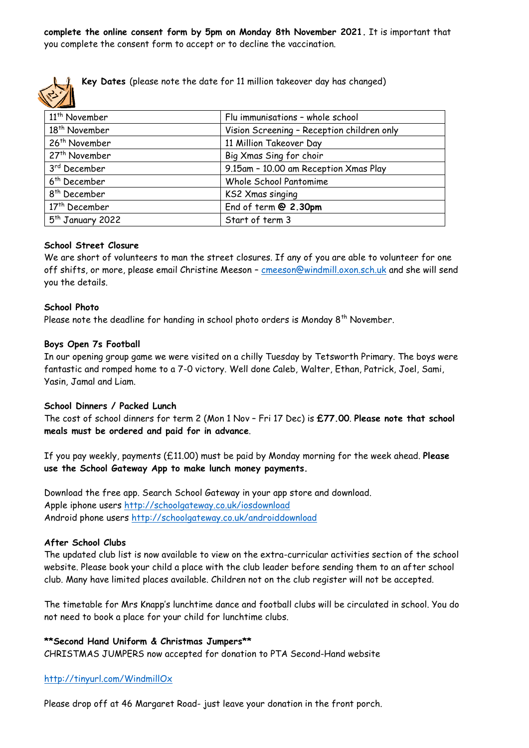**complete the online consent form by 5pm on Monday 8th November 2021.** It is important that you complete the consent form to accept or to decline the vaccination.

**Key Dates** (please note the date for 11 million takeover day has changed)

| | |
|---|---|
| 11th November | Flu immunisations – whole school |
| 18th November | Vision Screening – Reception children only |
| 26th November | 11 Million Takeover Day |
| 27th November | Big Xmas Sing for choir |
| 3rd December | 9.15am – 10.00 am Reception Xmas Play |
| 6th December | Whole School Pantomime |
| 8th December | KS2 Xmas singing |
| 17th December | End of term **@ 2.30pm** |
| 5th January 2022 | Start of term 3 |

**School Street Closure**

We are short of volunteers to man the street closures. If any of you are able to volunteer for one off shifts, or more, please email Christine Meeson – cmeeson@windmill.oxon.sch.uk and she will send you the details.

**School Photo**

Please note the deadline for handing in school photo orders is Monday 8th November.

**Boys Open 7s Football**

In our opening group game we were visited on a chilly Tuesday by Tetsworth Primary. The boys were fantastic and romped home to a 7-0 victory. Well done Caleb, Walter, Ethan, Patrick, Joel, Sami, Yasin, Jamal and Liam.

**School Dinners / Packed Lunch**

The cost of school dinners for term 2 (Mon 1 Nov – Fri 17 Dec) is **£77.00**. **Please note that school meals must be ordered and paid for in advance**.

If you pay weekly, payments (£11.00) must be paid by Monday morning for the week ahead. **Please use the School Gateway App to make lunch money payments.**

Download the free app. Search School Gateway in your app store and download.
Apple iphone users http://schoolgateway.co.uk/iosdownload
Android phone users http://schoolgateway.co.uk/androiddownload

**After School Clubs**

The updated club list is now available to view on the extra-curricular activities section of the school website. Please book your child a place with the club leader before sending them to an after school club. Many have limited places available. Children not on the club register will not be accepted.

The timetable for Mrs Knapp's lunchtime dance and football clubs will be circulated in school. You do not need to book a place for your child for lunchtime clubs.

****Second Hand Uniform & Christmas Jumpers****

CHRISTMAS JUMPERS now accepted for donation to PTA Second-Hand website

http://tinyurl.com/WindmillOx

Please drop off at 46 Margaret Road- just leave your donation in the front porch.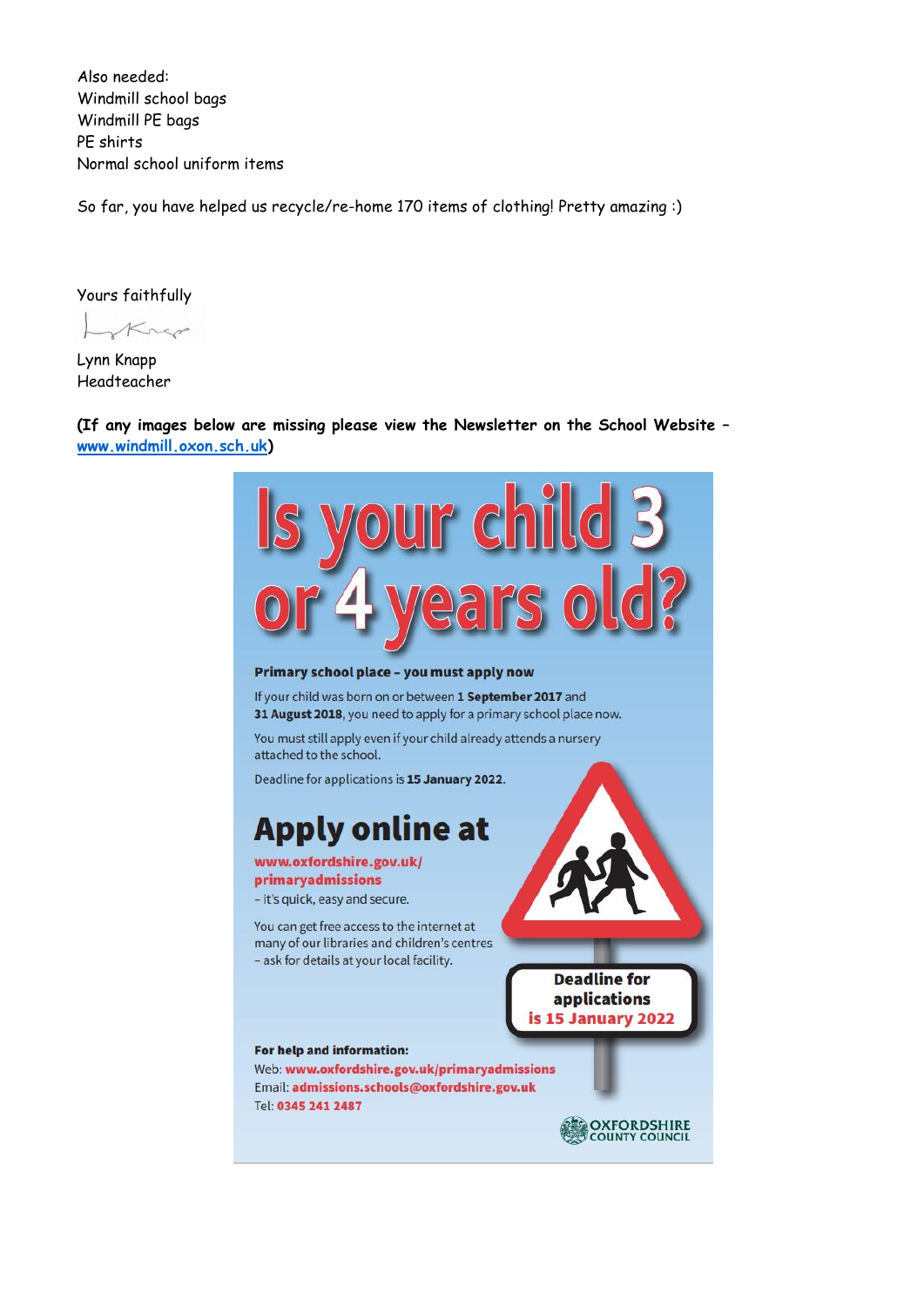Also needed:
Windmill school bags
Windmill PE bags
PE shirts
Normal school uniform items

So far, you have helped us recycle/re-home 170 items of clothing! Pretty amazing :)

Yours faithfully

Lynn Knapp
Headteacher

**(If any images below are missing please view the Newsletter on the School Website – [www.windmill.oxon.sch.uk](http://www.windmill.oxon.sch.uk))**

# Is your child 3 or 4 years old?

**Primary school place – you must apply now**

If your child was born on or between **1 September 2017** and **31 August 2018**, you need to apply for a primary school place now.

You must still apply even if your child already attends a nursery attached to the school.

Deadline for applications is **15 January 2022**.

## Apply online at

**www.oxfordshire.gov.uk/primaryadmissions**
– it's quick, easy and secure.

You can get free access to the internet at many of our libraries and children's centres – ask for details at your local facility.

**Deadline for applications is 15 January 2022**

**For help and information:**
Web: **www.oxfordshire.gov.uk/primaryadmissions**
Email: **admissions.schools@oxfordshire.gov.uk**
Tel: **0345 241 2487**

OXFORDSHIRE COUNTY COUNCIL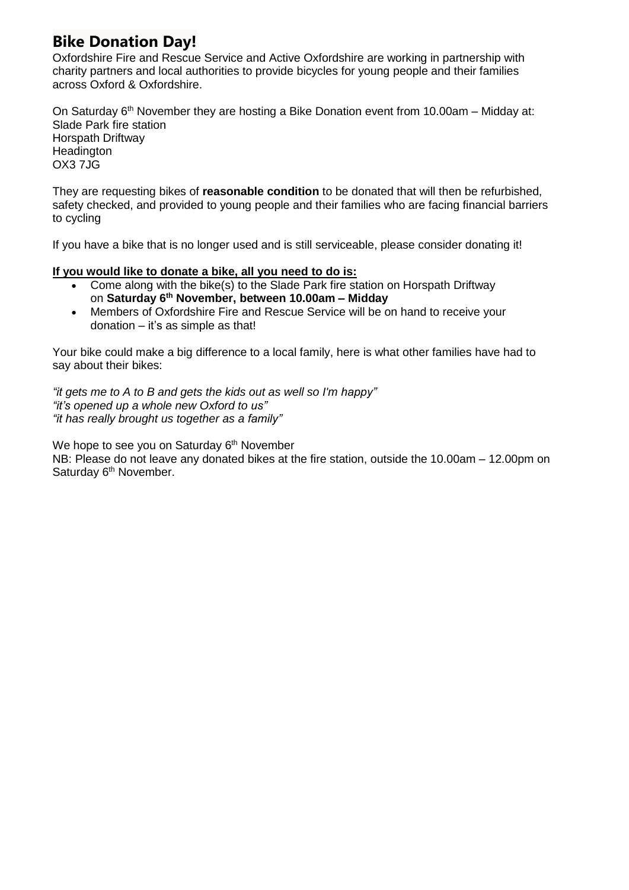## Bike Donation Day!

Oxfordshire Fire and Rescue Service and Active Oxfordshire are working in partnership with charity partners and local authorities to provide bicycles for young people and their families across Oxford & Oxfordshire.

On Saturday 6th November they are hosting a Bike Donation event from 10.00am – Midday at:
Slade Park fire station
Horspath Driftway
Headington
OX3 7JG

They are requesting bikes of **reasonable condition** to be donated that will then be refurbished, safety checked, and provided to young people and their families who are facing financial barriers to cycling

If you have a bike that is no longer used and is still serviceable, please consider donating it!

**If you would like to donate a bike, all you need to do is:**

- Come along with the bike(s) to the Slade Park fire station on Horspath Driftway on **Saturday 6th November, between 10.00am – Midday**
- Members of Oxfordshire Fire and Rescue Service will be on hand to receive your donation – it's as simple as that!

Your bike could make a big difference to a local family, here is what other families have had to say about their bikes:

*"it gets me to A to B and gets the kids out as well so I'm happy"*
*"it's opened up a whole new Oxford to us"*
*"it has really brought us together as a family"*

We hope to see you on Saturday 6th November
NB: Please do not leave any donated bikes at the fire station, outside the 10.00am – 12.00pm on Saturday 6th November.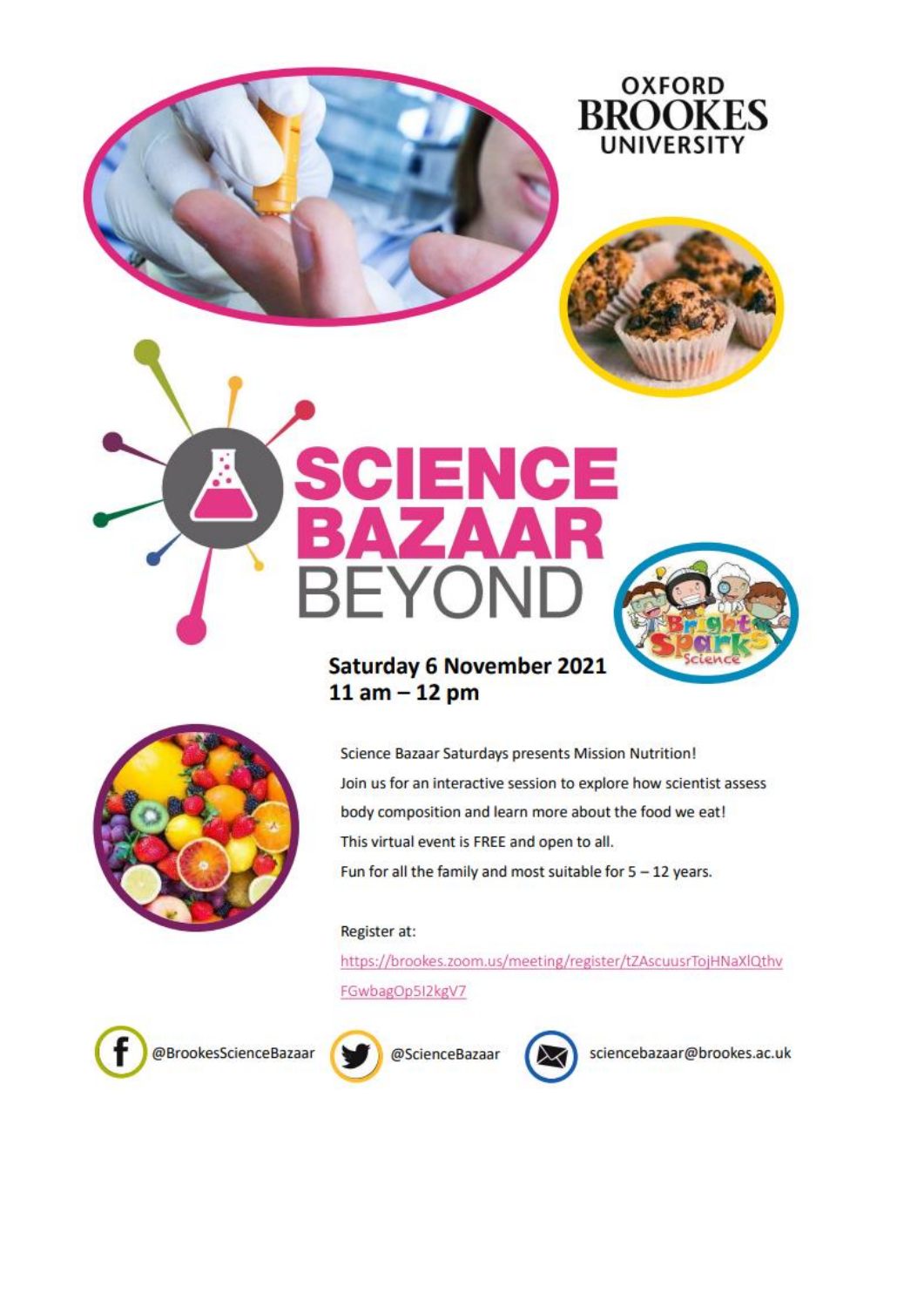OXFORD BROOKES UNIVERSITY

# SCIENCE BAZAAR BEYOND

**Saturday 6 November 2021**
**11 am – 12 pm**

Science Bazaar Saturdays presents Mission Nutrition!

Join us for an interactive session to explore how scientist assess body composition and learn more about the food we eat!

This virtual event is FREE and open to all.

Fun for all the family and most suitable for 5 – 12 years.

Register at:

https://brookes.zoom.us/meeting/register/tZAscuusrTojHNaXlQthvFGwbagOp5I2kgV7

@BrookesScienceBazaar

@ScienceBazaar

sciencebazaar@brookes.ac.uk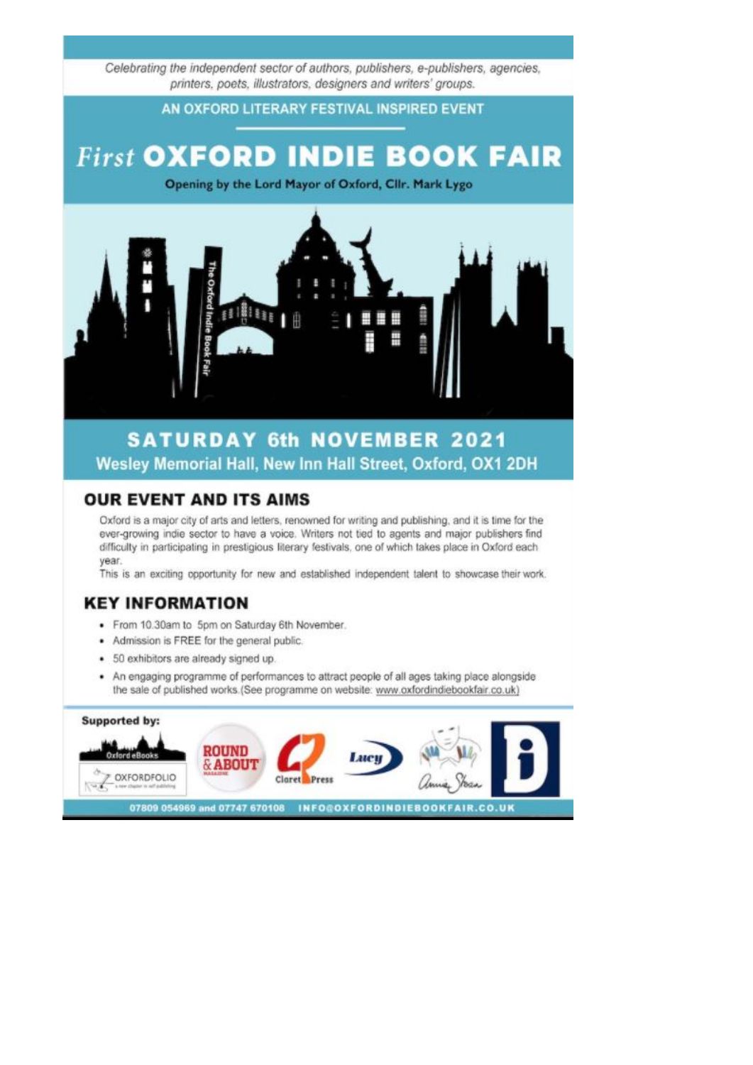*Celebrating the independent sector of authors, publishers, e-publishers, agencies, printers, poets, illustrators, designers and writers' groups.*

AN OXFORD LITERARY FESTIVAL INSPIRED EVENT

# *First* OXFORD INDIE BOOK FAIR

**Opening by the Lord Mayor of Oxford, Cllr. Mark Lygo**

## SATURDAY 6th NOVEMBER 2021

**Wesley Memorial Hall, New Inn Hall Street, Oxford, OX1 2DH**

## OUR EVENT AND ITS AIMS

Oxford is a major city of arts and letters, renowned for writing and publishing, and it is time for the ever-growing indie sector to have a voice. Writers not tied to agents and major publishers find difficulty in participating in prestigious literary festivals, one of which takes place in Oxford each year.

This is an exciting opportunity for new and established independent talent to showcase their work.

## KEY INFORMATION

- From 10.30am to 5pm on Saturday 6th November.
- Admission is FREE for the general public.
- 50 exhibitors are already signed up.
- An engaging programme of performances to attract people of all ages taking place alongside the sale of published works.(See programme on website: www.oxfordindiebookfair.co.uk)

**Supported by:**

Oxford eBooks

OXFORDFOLIO

ROUND & ABOUT MAGAZINE

Claret Press

Lucy

Annie Sloan

07809 054969 and 07747 670108 INFO@OXFORDINDIEBOOKFAIR.CO.UK